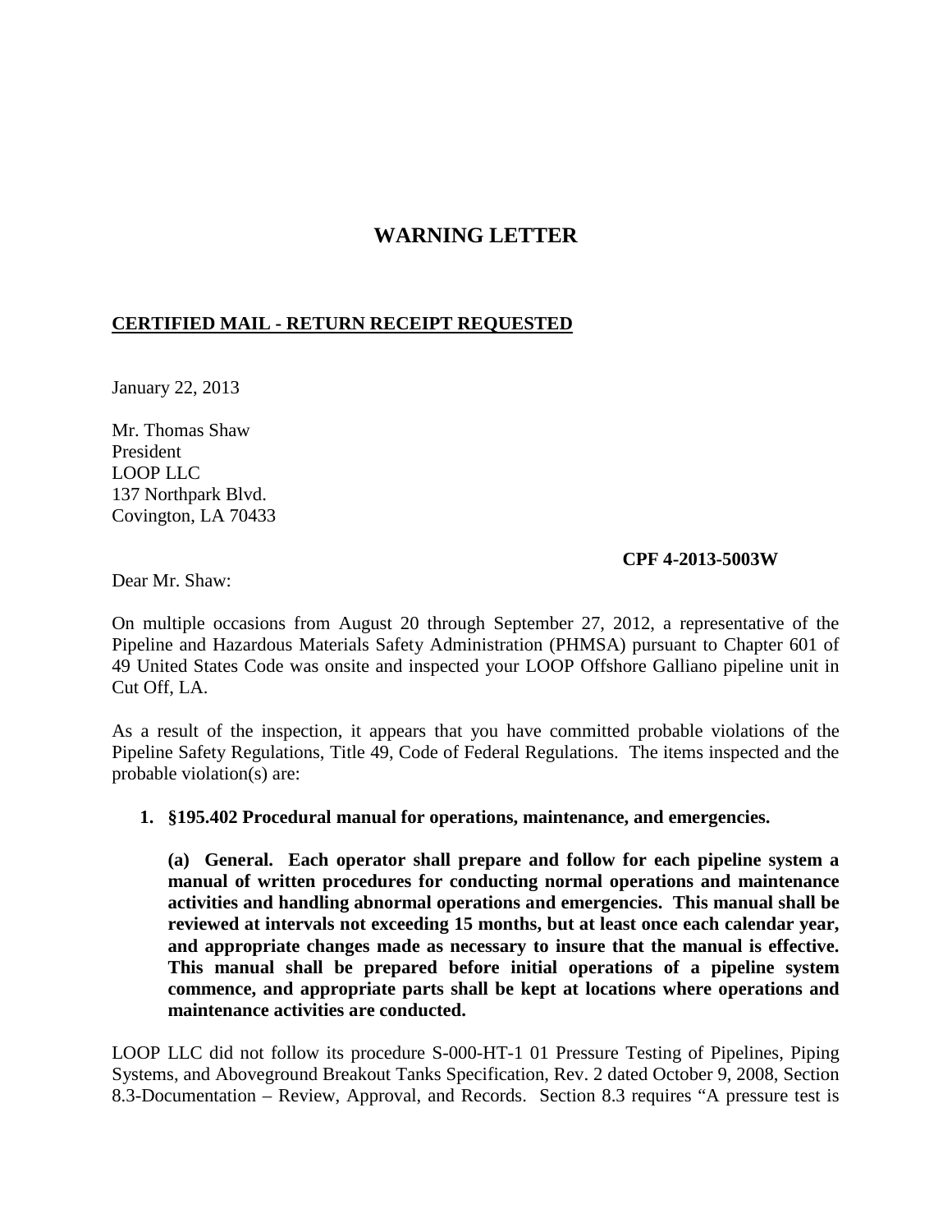# WARNING LETTER

**CERTIFIED MAIL - RETURN RECEIPT REQUESTED**

January 22, 2013

Mr. Thomas Shaw
President
LOOP LLC
137 Northpark Blvd.
Covington, LA 70433

**CPF 4-2013-5003W**

Dear Mr. Shaw:

On multiple occasions from August 20 through September 27, 2012, a representative of the Pipeline and Hazardous Materials Safety Administration (PHMSA) pursuant to Chapter 601 of 49 United States Code was onsite and inspected your LOOP Offshore Galliano pipeline unit in Cut Off, LA.

As a result of the inspection, it appears that you have committed probable violations of the Pipeline Safety Regulations, Title 49, Code of Federal Regulations. The items inspected and the probable violation(s) are:

1. **§195.402 Procedural manual for operations, maintenance, and emergencies.**

   **(a) General. Each operator shall prepare and follow for each pipeline system a manual of written procedures for conducting normal operations and maintenance activities and handling abnormal operations and emergencies. This manual shall be reviewed at intervals not exceeding 15 months, but at least once each calendar year, and appropriate changes made as necessary to insure that the manual is effective. This manual shall be prepared before initial operations of a pipeline system commence, and appropriate parts shall be kept at locations where operations and maintenance activities are conducted.**

LOOP LLC did not follow its procedure S-000-HT-1 01 Pressure Testing of Pipelines, Piping Systems, and Aboveground Breakout Tanks Specification, Rev. 2 dated October 9, 2008, Section 8.3-Documentation – Review, Approval, and Records. Section 8.3 requires "A pressure test is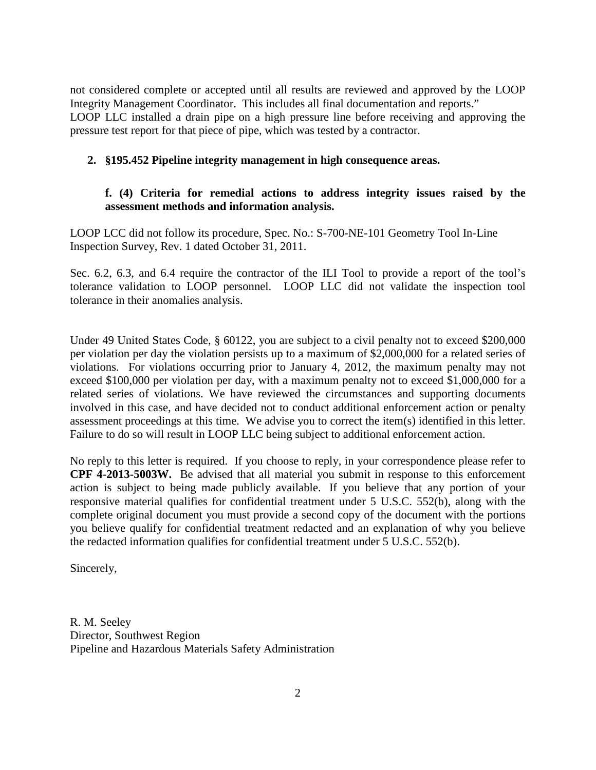not considered complete or accepted until all results are reviewed and approved by the LOOP Integrity Management Coordinator. This includes all final documentation and reports."
LOOP LLC installed a drain pipe on a high pressure line before receiving and approving the pressure test report for that piece of pipe, which was tested by a contractor.

2. **§195.452 Pipeline integrity management in high consequence areas.**

   **f. (4) Criteria for remedial actions to address integrity issues raised by the assessment methods and information analysis.**

LOOP LCC did not follow its procedure, Spec. No.: S-700-NE-101 Geometry Tool In-Line Inspection Survey, Rev. 1 dated October 31, 2011.

Sec. 6.2, 6.3, and 6.4 require the contractor of the ILI Tool to provide a report of the tool's tolerance validation to LOOP personnel. LOOP LLC did not validate the inspection tool tolerance in their anomalies analysis.

Under 49 United States Code, § 60122, you are subject to a civil penalty not to exceed $200,000 per violation per day the violation persists up to a maximum of $2,000,000 for a related series of violations. For violations occurring prior to January 4, 2012, the maximum penalty may not exceed $100,000 per violation per day, with a maximum penalty not to exceed $1,000,000 for a related series of violations. We have reviewed the circumstances and supporting documents involved in this case, and have decided not to conduct additional enforcement action or penalty assessment proceedings at this time. We advise you to correct the item(s) identified in this letter. Failure to do so will result in LOOP LLC being subject to additional enforcement action.

No reply to this letter is required. If you choose to reply, in your correspondence please refer to **CPF 4-2013-5003W.** Be advised that all material you submit in response to this enforcement action is subject to being made publicly available. If you believe that any portion of your responsive material qualifies for confidential treatment under 5 U.S.C. 552(b), along with the complete original document you must provide a second copy of the document with the portions you believe qualify for confidential treatment redacted and an explanation of why you believe the redacted information qualifies for confidential treatment under 5 U.S.C. 552(b).

Sincerely,

R. M. Seeley
Director, Southwest Region
Pipeline and Hazardous Materials Safety Administration